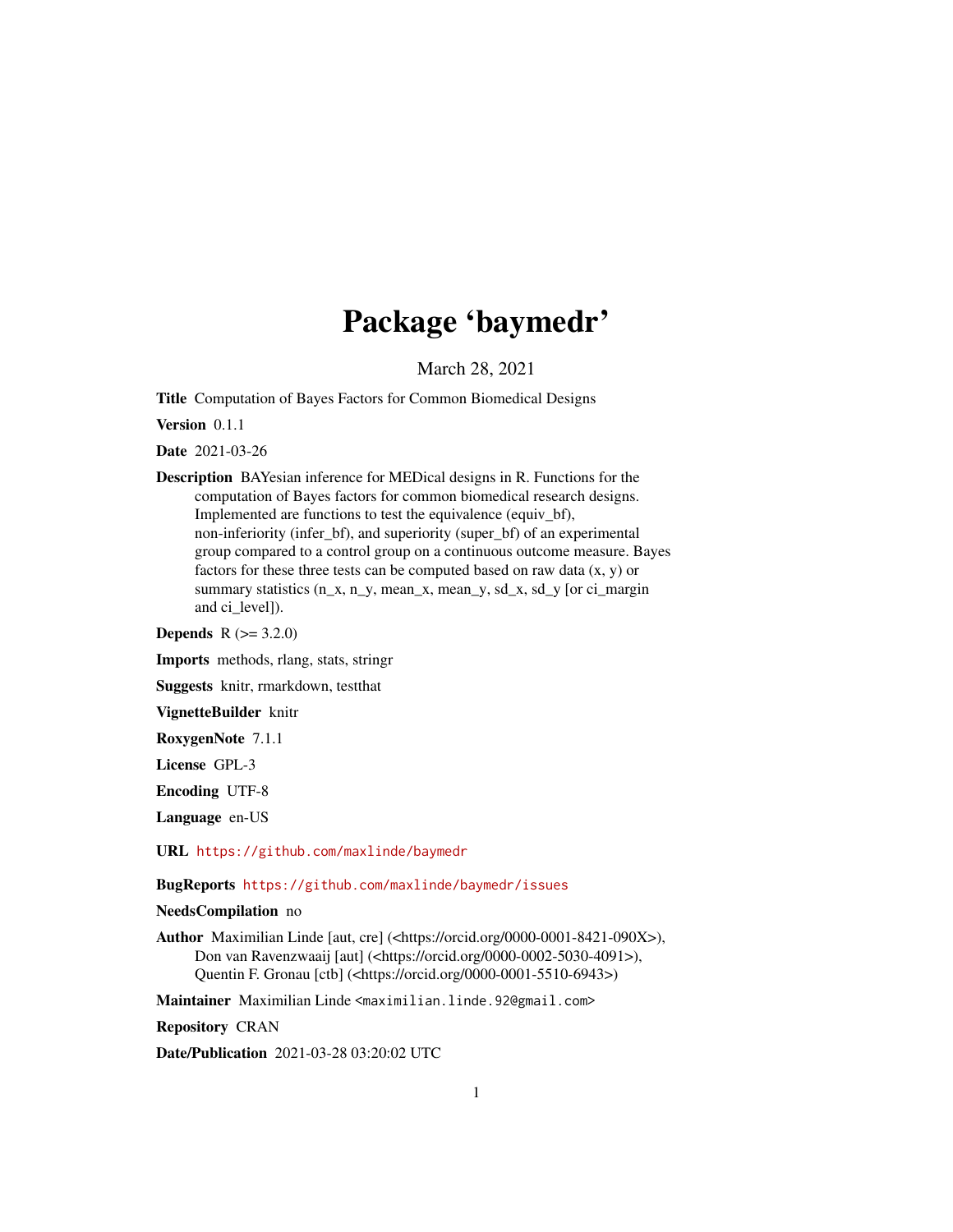# Package 'baymedr'

March 28, 2021

**Title** Computation of Bayes Factors for Common Biomedical Designs

**Version** 0.1.1

**Date** 2021-03-26

**Description** BAYesian inference for MEDical designs in R. Functions for the computation of Bayes factors for common biomedical research designs. Implemented are functions to test the equivalence (equiv_bf), non-inferiority (infer_bf), and superiority (super_bf) of an experimental group compared to a control group on a continuous outcome measure. Bayes factors for these three tests can be computed based on raw data (x, y) or summary statistics (n_x, n_y, mean_x, mean_y, sd_x, sd_y [or ci_margin and ci_level]).

**Depends** R (>= 3.2.0)

**Imports** methods, rlang, stats, stringr

**Suggests** knitr, rmarkdown, testthat

**VignetteBuilder** knitr

**RoxygenNote** 7.1.1

**License** GPL-3

**Encoding** UTF-8

**Language** en-US

**URL** https://github.com/maxlinde/baymedr

**BugReports** https://github.com/maxlinde/baymedr/issues

**NeedsCompilation** no

**Author** Maximilian Linde [aut, cre] (<https://orcid.org/0000-0001-8421-090X>), Don van Ravenzwaaij [aut] (<https://orcid.org/0000-0002-5030-4091>), Quentin F. Gronau [ctb] (<https://orcid.org/0000-0001-5510-6943>)

**Maintainer** Maximilian Linde <maximilian.linde.92@gmail.com>

**Repository** CRAN

**Date/Publication** 2021-03-28 03:20:02 UTC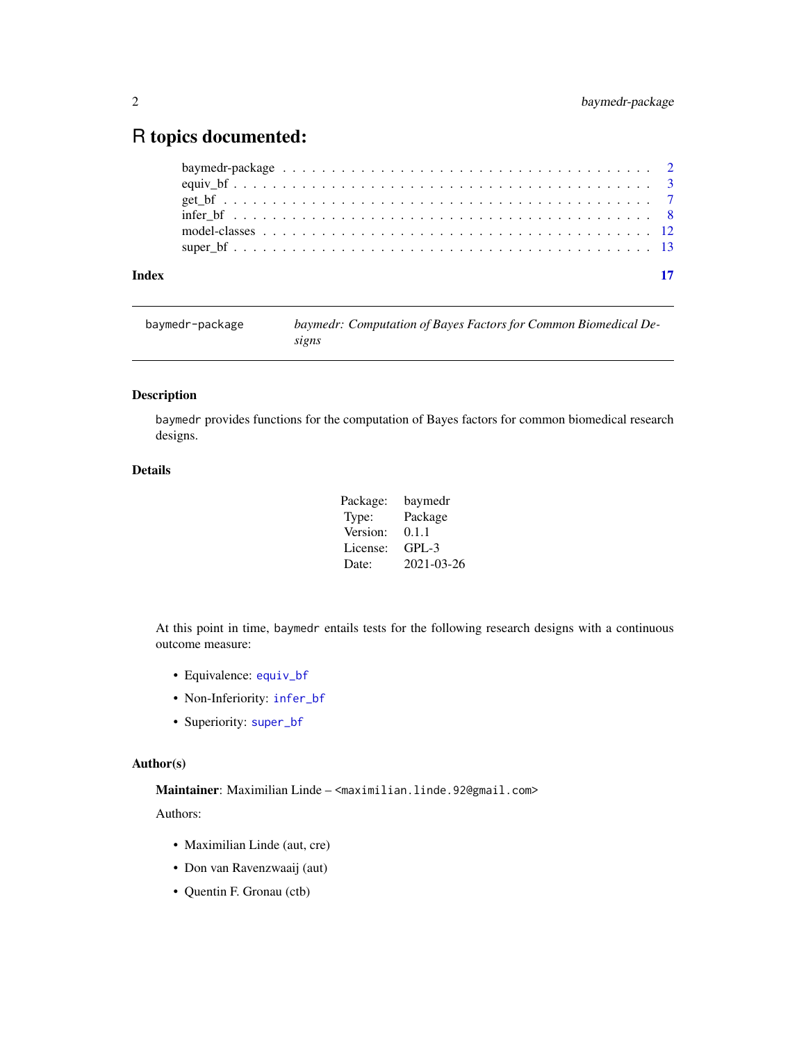# R topics documented:

| | |
|---|---|
| baymedr-package | 2 |
| equiv_bf | 3 |
| get_bf | 7 |
| infer_bf | 8 |
| model-classes | 12 |
| super_bf | 13 |
| **Index** | **17** |

---

baymedr-package — *baymedr: Computation of Bayes Factors for Common Biomedical Designs*

---

## Description

baymedr provides functions for the computation of Bayes factors for common biomedical research designs.

## Details

| | |
|---|---|
| Package: | baymedr |
| Type: | Package |
| Version: | 0.1.1 |
| License: | GPL-3 |
| Date: | 2021-03-26 |

At this point in time, baymedr entails tests for the following research designs with a continuous outcome measure:

- Equivalence: equiv_bf
- Non-Inferiority: infer_bf
- Superiority: super_bf

## Author(s)

**Maintainer**: Maximilian Linde – <maximilian.linde.92@gmail.com>

Authors:

- Maximilian Linde (aut, cre)
- Don van Ravenzwaaij (aut)
- Quentin F. Gronau (ctb)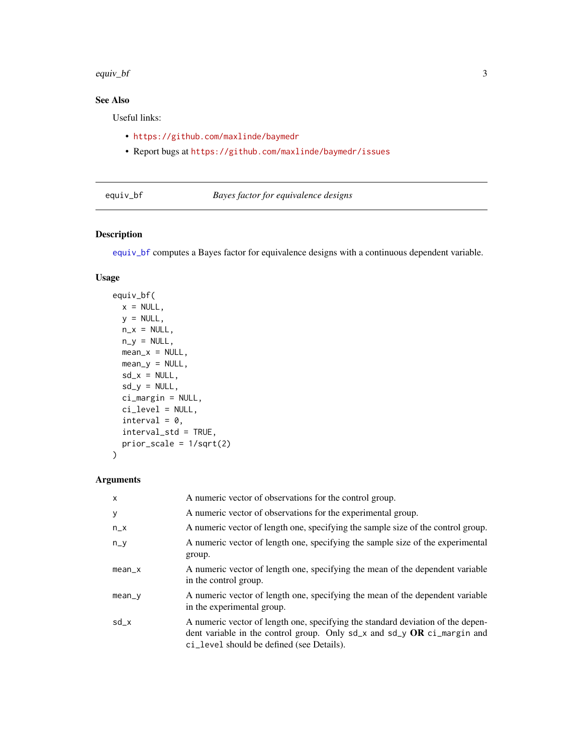## See Also

Useful links:

- https://github.com/maxlinde/baymedr
- Report bugs at https://github.com/maxlinde/baymedr/issues

---

## equiv_bf — *Bayes factor for equivalence designs*

### Description

equiv_bf computes a Bayes factor for equivalence designs with a continuous dependent variable.

### Usage

```
equiv_bf(
  x = NULL,
  y = NULL,
  n_x = NULL,
  n_y = NULL,
  mean_x = NULL,
  mean_y = NULL,
  sd_x = NULL,
  sd_y = NULL,
  ci_margin = NULL,
  ci_level = NULL,
  interval = 0,
  interval_std = TRUE,
  prior_scale = 1/sqrt(2)
)
```

### Arguments

| | |
|---|---|
| x | A numeric vector of observations for the control group. |
| y | A numeric vector of observations for the experimental group. |
| n_x | A numeric vector of length one, specifying the sample size of the control group. |
| n_y | A numeric vector of length one, specifying the sample size of the experimental group. |
| mean_x | A numeric vector of length one, specifying the mean of the dependent variable in the control group. |
| mean_y | A numeric vector of length one, specifying the mean of the dependent variable in the experimental group. |
| sd_x | A numeric vector of length one, specifying the standard deviation of the dependent variable in the control group. Only sd_x and sd_y **OR** ci_margin and ci_level should be defined (see Details). |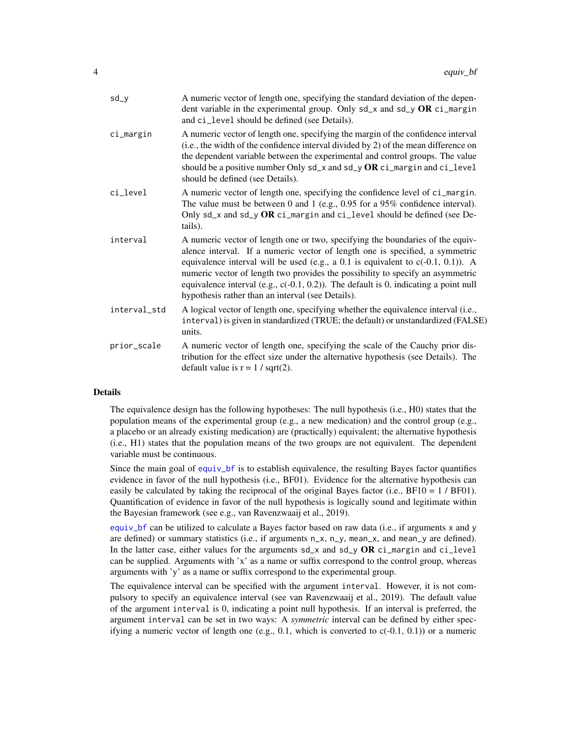| | |
|---|---|
| `sd_y` | A numeric vector of length one, specifying the standard deviation of the dependent variable in the experimental group. Only `sd_x` and `sd_y` **OR** `ci_margin` and `ci_level` should be defined (see Details). |
| `ci_margin` | A numeric vector of length one, specifying the margin of the confidence interval (i.e., the width of the confidence interval divided by 2) of the mean difference on the dependent variable between the experimental and control groups. The value should be a positive number Only `sd_x` and `sd_y` **OR** `ci_margin` and `ci_level` should be defined (see Details). |
| `ci_level` | A numeric vector of length one, specifying the confidence level of `ci_margin`. The value must be between 0 and 1 (e.g., 0.95 for a 95% confidence interval). Only `sd_x` and `sd_y` **OR** `ci_margin` and `ci_level` should be defined (see Details). |
| `interval` | A numeric vector of length one or two, specifying the boundaries of the equivalence interval. If a numeric vector of length one is specified, a symmetric equivalence interval will be used (e.g., a 0.1 is equivalent to c(-0.1, 0.1)). A numeric vector of length two provides the possibility to specify an asymmetric equivalence interval (e.g., c(-0.1, 0.2)). The default is 0, indicating a point null hypothesis rather than an interval (see Details). |
| `interval_std` | A logical vector of length one, specifying whether the equivalence interval (i.e., `interval`) is given in standardized (TRUE; the default) or unstandardized (FALSE) units. |
| `prior_scale` | A numeric vector of length one, specifying the scale of the Cauchy prior distribution for the effect size under the alternative hypothesis (see Details). The default value is r = 1 / sqrt(2). |

## Details

The equivalence design has the following hypotheses: The null hypothesis (i.e., H0) states that the population means of the experimental group (e.g., a new medication) and the control group (e.g., a placebo or an already existing medication) are (practically) equivalent; the alternative hypothesis (i.e., H1) states that the population means of the two groups are not equivalent. The dependent variable must be continuous.

Since the main goal of `equiv_bf` is to establish equivalence, the resulting Bayes factor quantifies evidence in favor of the null hypothesis (i.e., BF01). Evidence for the alternative hypothesis can easily be calculated by taking the reciprocal of the original Bayes factor (i.e., BF10 = 1 / BF01). Quantification of evidence in favor of the null hypothesis is logically sound and legitimate within the Bayesian framework (see e.g., van Ravenzwaaij et al., 2019).

`equiv_bf` can be utilized to calculate a Bayes factor based on raw data (i.e., if arguments `x` and `y` are defined) or summary statistics (i.e., if arguments `n_x`, `n_y`, `mean_x`, and `mean_y` are defined). In the latter case, either values for the arguments `sd_x` and `sd_y` **OR** `ci_margin` and `ci_level` can be supplied. Arguments with 'x' as a name or suffix correspond to the control group, whereas arguments with 'y' as a name or suffix correspond to the experimental group.

The equivalence interval can be specified with the argument `interval`. However, it is not compulsory to specify an equivalence interval (see van Ravenzwaaij et al., 2019). The default value of the argument `interval` is 0, indicating a point null hypothesis. If an interval is preferred, the argument `interval` can be set in two ways: A *symmetric* interval can be defined by either specifying a numeric vector of length one (e.g., 0.1, which is converted to c(-0.1, 0.1)) or a numeric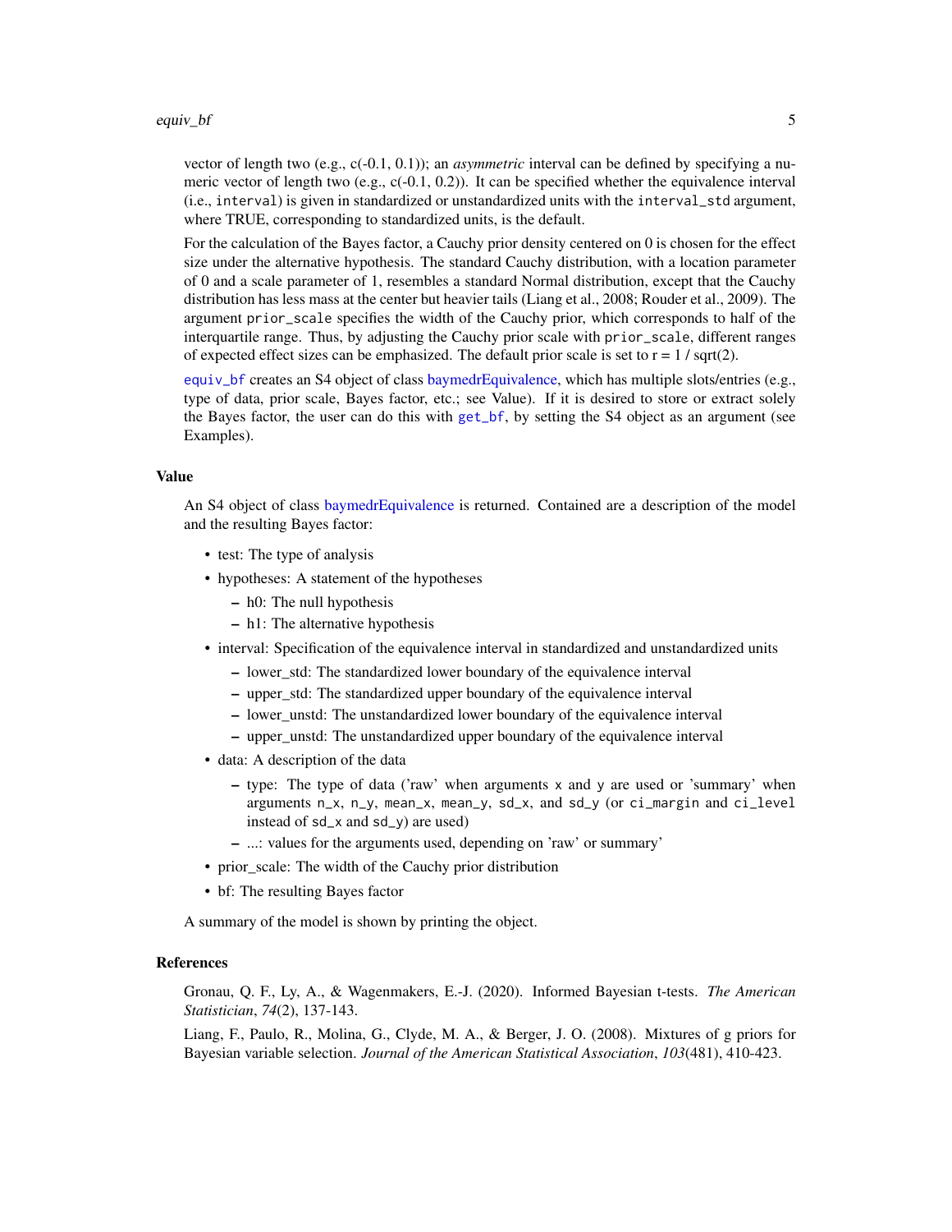vector of length two (e.g., c(-0.1, 0.1)); an *asymmetric* interval can be defined by specifying a numeric vector of length two (e.g., c(-0.1, 0.2)). It can be specified whether the equivalence interval (i.e., `interval`) is given in standardized or unstandardized units with the `interval_std` argument, where TRUE, corresponding to standardized units, is the default.

For the calculation of the Bayes factor, a Cauchy prior density centered on 0 is chosen for the effect size under the alternative hypothesis. The standard Cauchy distribution, with a location parameter of 0 and a scale parameter of 1, resembles a standard Normal distribution, except that the Cauchy distribution has less mass at the center but heavier tails (Liang et al., 2008; Rouder et al., 2009). The argument `prior_scale` specifies the width of the Cauchy prior, which corresponds to half of the interquartile range. Thus, by adjusting the Cauchy prior scale with `prior_scale`, different ranges of expected effect sizes can be emphasized. The default prior scale is set to r = 1 / sqrt(2).

`equiv_bf` creates an S4 object of class baymedrEquivalence, which has multiple slots/entries (e.g., type of data, prior scale, Bayes factor, etc.; see Value). If it is desired to store or extract solely the Bayes factor, the user can do this with `get_bf`, by setting the S4 object as an argument (see Examples).

## Value

An S4 object of class baymedrEquivalence is returned. Contained are a description of the model and the resulting Bayes factor:

- test: The type of analysis
- hypotheses: A statement of the hypotheses
  - h0: The null hypothesis
  - h1: The alternative hypothesis
- interval: Specification of the equivalence interval in standardized and unstandardized units
  - lower_std: The standardized lower boundary of the equivalence interval
  - upper_std: The standardized upper boundary of the equivalence interval
  - lower_unstd: The unstandardized lower boundary of the equivalence interval
  - upper_unstd: The unstandardized upper boundary of the equivalence interval
- data: A description of the data
  - type: The type of data ('raw' when arguments `x` and `y` are used or 'summary' when arguments `n_x`, `n_y`, `mean_x`, `mean_y`, `sd_x`, and `sd_y` (or `ci_margin` and `ci_level` instead of `sd_x` and `sd_y`) are used)
  - ...: values for the arguments used, depending on 'raw' or summary'
- prior_scale: The width of the Cauchy prior distribution
- bf: The resulting Bayes factor

A summary of the model is shown by printing the object.

## References

Gronau, Q. F., Ly, A., & Wagenmakers, E.-J. (2020). Informed Bayesian t-tests. *The American Statistician*, *74*(2), 137-143.

Liang, F., Paulo, R., Molina, G., Clyde, M. A., & Berger, J. O. (2008). Mixtures of g priors for Bayesian variable selection. *Journal of the American Statistical Association*, *103*(481), 410-423.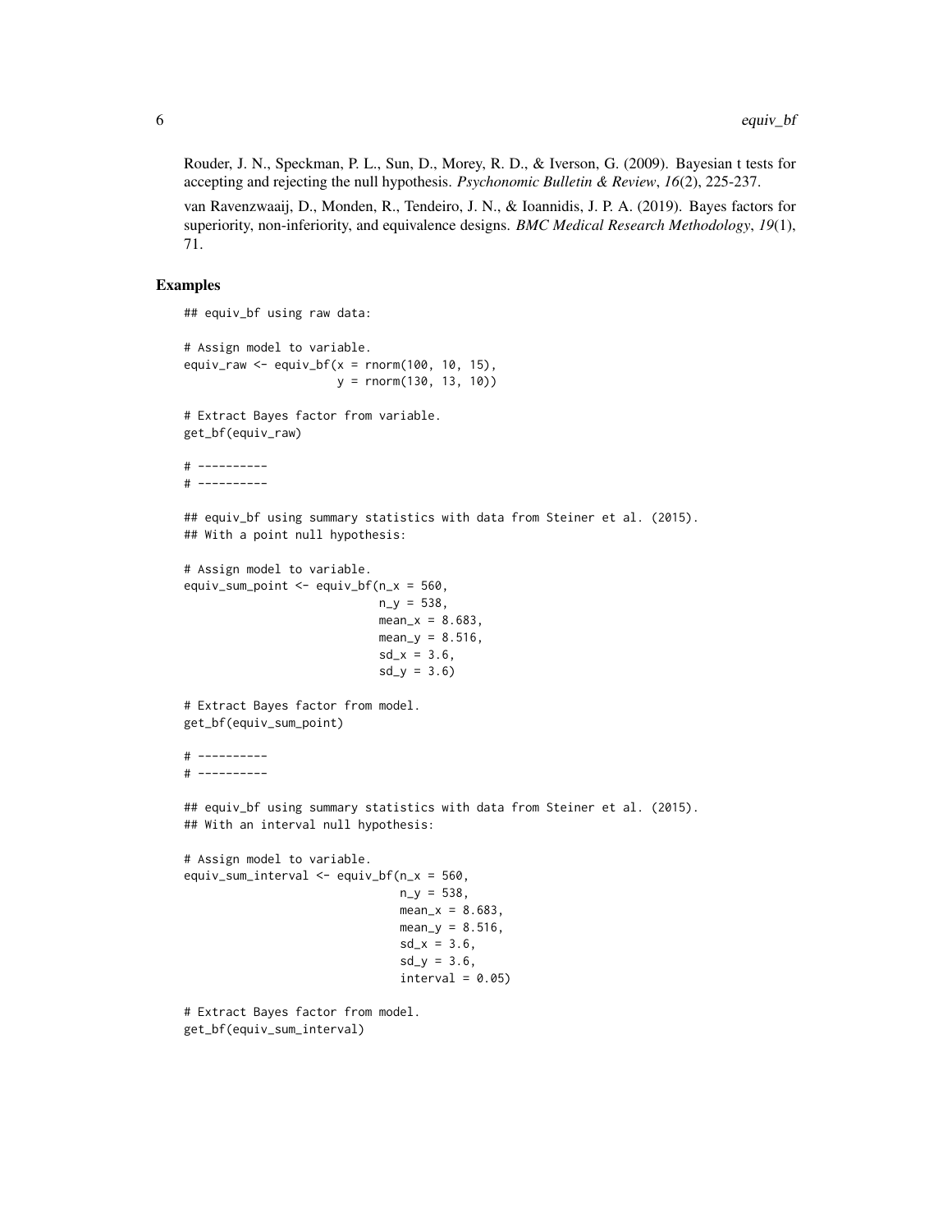Rouder, J. N., Speckman, P. L., Sun, D., Morey, R. D., & Iverson, G. (2009). Bayesian t tests for accepting and rejecting the null hypothesis. *Psychonomic Bulletin & Review*, *16*(2), 225-237.

van Ravenzwaaij, D., Monden, R., Tendeiro, J. N., & Ioannidis, J. P. A. (2019). Bayes factors for superiority, non-inferiority, and equivalence designs. *BMC Medical Research Methodology*, *19*(1), 71.

## Examples

```
## equiv_bf using raw data:

# Assign model to variable.
equiv_raw <- equiv_bf(x = rnorm(100, 10, 15),
                      y = rnorm(130, 13, 10))

# Extract Bayes factor from variable.
get_bf(equiv_raw)

# ----------
# ----------

## equiv_bf using summary statistics with data from Steiner et al. (2015).
## With a point null hypothesis:

# Assign model to variable.
equiv_sum_point <- equiv_bf(n_x = 560,
                            n_y = 538,
                            mean_x = 8.683,
                            mean_y = 8.516,
                            sd_x = 3.6,
                            sd_y = 3.6)

# Extract Bayes factor from model.
get_bf(equiv_sum_point)

# ----------
# ----------

## equiv_bf using summary statistics with data from Steiner et al. (2015).
## With an interval null hypothesis:

# Assign model to variable.
equiv_sum_interval <- equiv_bf(n_x = 560,
                               n_y = 538,
                               mean_x = 8.683,
                               mean_y = 8.516,
                               sd_x = 3.6,
                               sd_y = 3.6,
                               interval = 0.05)

# Extract Bayes factor from model.
get_bf(equiv_sum_interval)
```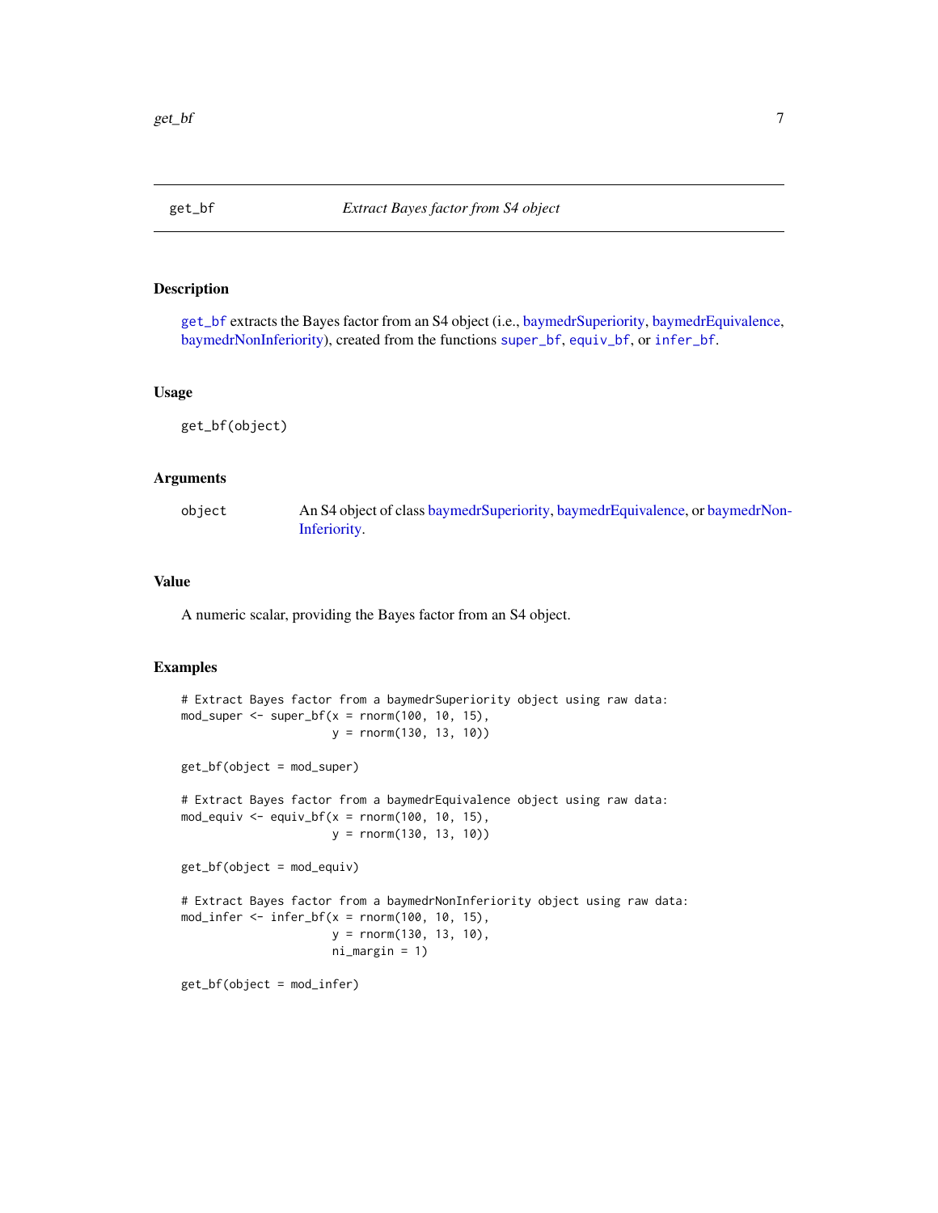## get_bf *Extract Bayes factor from S4 object*

### Description

get_bf extracts the Bayes factor from an S4 object (i.e., baymedrSuperiority, baymedrEquivalence, baymedrNonInferiority), created from the functions super_bf, equiv_bf, or infer_bf.

### Usage

```
get_bf(object)
```

### Arguments

| | |
|---|---|
| object | An S4 object of class baymedrSuperiority, baymedrEquivalence, or baymedrNonInferiority. |

### Value

A numeric scalar, providing the Bayes factor from an S4 object.

### Examples

```
# Extract Bayes factor from a baymedrSuperiority object using raw data:
mod_super <- super_bf(x = rnorm(100, 10, 15),
                      y = rnorm(130, 13, 10))

get_bf(object = mod_super)

# Extract Bayes factor from a baymedrEquivalence object using raw data:
mod_equiv <- equiv_bf(x = rnorm(100, 10, 15),
                      y = rnorm(130, 13, 10))

get_bf(object = mod_equiv)

# Extract Bayes factor from a baymedrNonInferiority object using raw data:
mod_infer <- infer_bf(x = rnorm(100, 10, 15),
                      y = rnorm(130, 13, 10),
                      ni_margin = 1)

get_bf(object = mod_infer)
```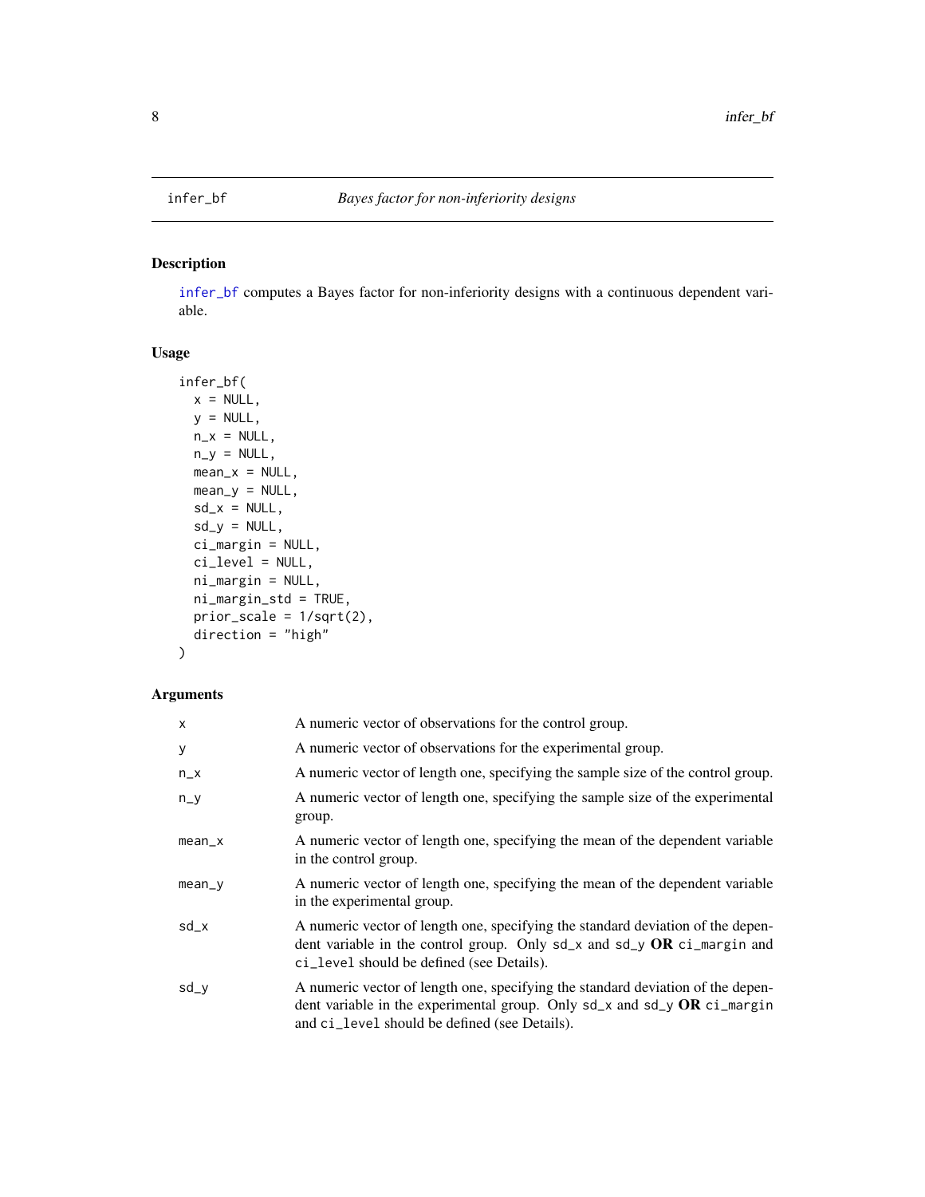# infer_bf — *Bayes factor for non-inferiority designs*

## Description

infer_bf computes a Bayes factor for non-inferiority designs with a continuous dependent variable.

## Usage

```
infer_bf(
  x = NULL,
  y = NULL,
  n_x = NULL,
  n_y = NULL,
  mean_x = NULL,
  mean_y = NULL,
  sd_x = NULL,
  sd_y = NULL,
  ci_margin = NULL,
  ci_level = NULL,
  ni_margin = NULL,
  ni_margin_std = TRUE,
  prior_scale = 1/sqrt(2),
  direction = "high"
)
```

## Arguments

| | |
|---|---|
| `x` | A numeric vector of observations for the control group. |
| `y` | A numeric vector of observations for the experimental group. |
| `n_x` | A numeric vector of length one, specifying the sample size of the control group. |
| `n_y` | A numeric vector of length one, specifying the sample size of the experimental group. |
| `mean_x` | A numeric vector of length one, specifying the mean of the dependent variable in the control group. |
| `mean_y` | A numeric vector of length one, specifying the mean of the dependent variable in the experimental group. |
| `sd_x` | A numeric vector of length one, specifying the standard deviation of the dependent variable in the control group. Only `sd_x` and `sd_y` **OR** `ci_margin` and `ci_level` should be defined (see Details). |
| `sd_y` | A numeric vector of length one, specifying the standard deviation of the dependent variable in the experimental group. Only `sd_x` and `sd_y` **OR** `ci_margin` and `ci_level` should be defined (see Details). |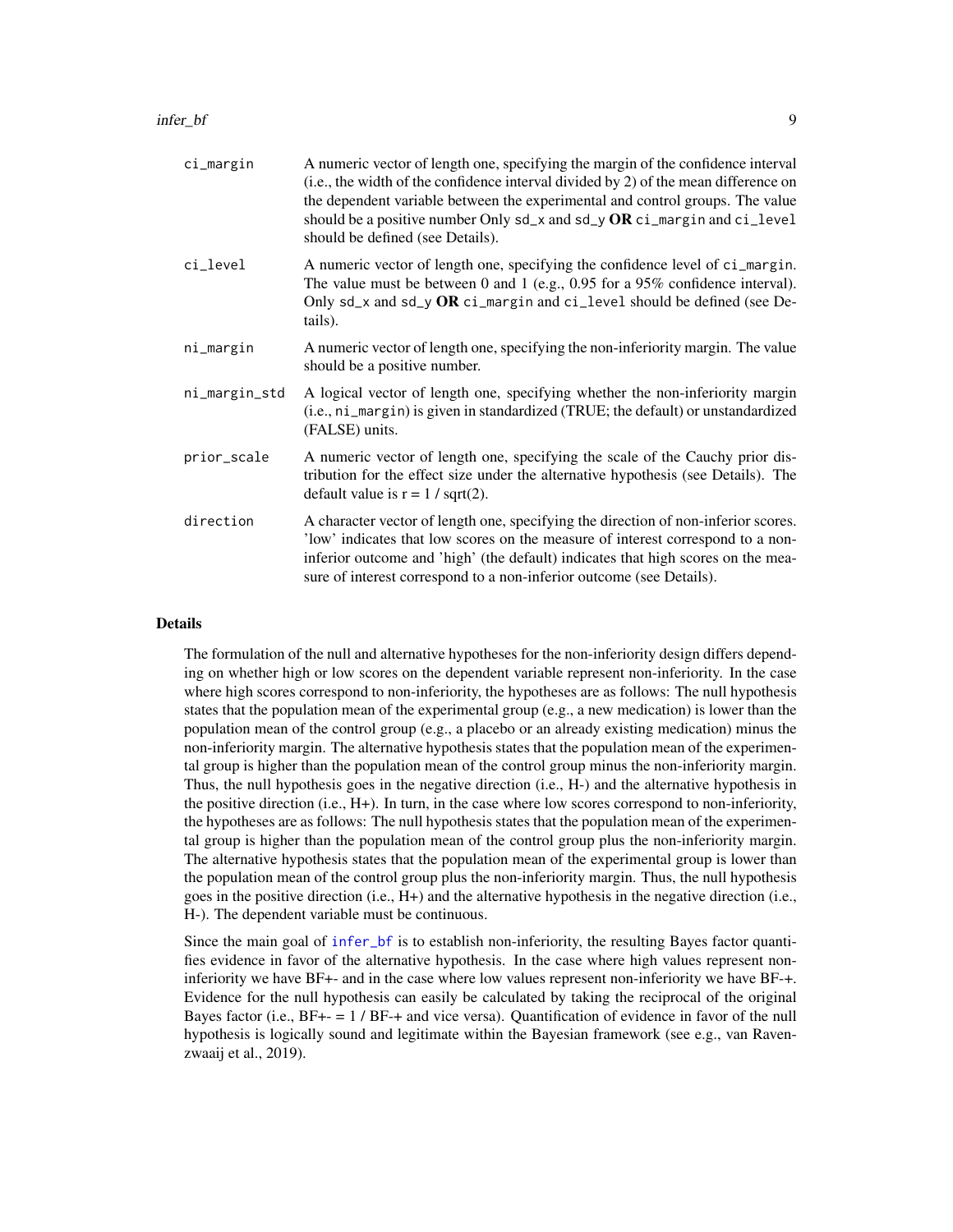| | |
|---|---|
| `ci_margin` | A numeric vector of length one, specifying the margin of the confidence interval (i.e., the width of the confidence interval divided by 2) of the mean difference on the dependent variable between the experimental and control groups. The value should be a positive number Only `sd_x` and `sd_y` **OR** `ci_margin` and `ci_level` should be defined (see Details). |
| `ci_level` | A numeric vector of length one, specifying the confidence level of `ci_margin`. The value must be between 0 and 1 (e.g., 0.95 for a 95% confidence interval). Only `sd_x` and `sd_y` **OR** `ci_margin` and `ci_level` should be defined (see Details). |
| `ni_margin` | A numeric vector of length one, specifying the non-inferiority margin. The value should be a positive number. |
| `ni_margin_std` | A logical vector of length one, specifying whether the non-inferiority margin (i.e., `ni_margin`) is given in standardized (TRUE; the default) or unstandardized (FALSE) units. |
| `prior_scale` | A numeric vector of length one, specifying the scale of the Cauchy prior distribution for the effect size under the alternative hypothesis (see Details). The default value is r = 1 / sqrt(2). |
| `direction` | A character vector of length one, specifying the direction of non-inferior scores. 'low' indicates that low scores on the measure of interest correspond to a non-inferior outcome and 'high' (the default) indicates that high scores on the measure of interest correspond to a non-inferior outcome (see Details). |

## Details

The formulation of the null and alternative hypotheses for the non-inferiority design differs depending on whether high or low scores on the dependent variable represent non-inferiority. In the case where high scores correspond to non-inferiority, the hypotheses are as follows: The null hypothesis states that the population mean of the experimental group (e.g., a new medication) is lower than the population mean of the control group (e.g., a placebo or an already existing medication) minus the non-inferiority margin. The alternative hypothesis states that the population mean of the experimental group is higher than the population mean of the control group minus the non-inferiority margin. Thus, the null hypothesis goes in the negative direction (i.e., H-) and the alternative hypothesis in the positive direction (i.e., H+). In turn, in the case where low scores correspond to non-inferiority, the hypotheses are as follows: The null hypothesis states that the population mean of the experimental group is higher than the population mean of the control group plus the non-inferiority margin. The alternative hypothesis states that the population mean of the experimental group is lower than the population mean of the control group plus the non-inferiority margin. Thus, the null hypothesis goes in the positive direction (i.e., H+) and the alternative hypothesis in the negative direction (i.e., H-). The dependent variable must be continuous.

Since the main goal of `infer_bf` is to establish non-inferiority, the resulting Bayes factor quantifies evidence in favor of the alternative hypothesis. In the case where high values represent non-inferiority we have BF+- and in the case where low values represent non-inferiority we have BF-+. Evidence for the null hypothesis can easily be calculated by taking the reciprocal of the original Bayes factor (i.e., BF+- = 1 / BF-+ and vice versa). Quantification of evidence in favor of the null hypothesis is logically sound and legitimate within the Bayesian framework (see e.g., van Ravenzwaaij et al., 2019).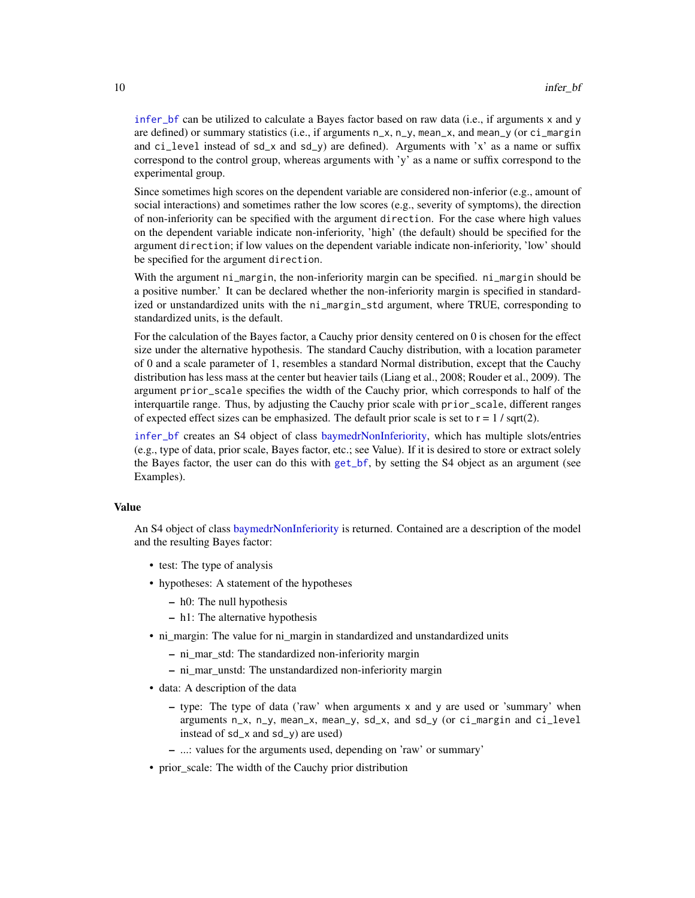infer_bf can be utilized to calculate a Bayes factor based on raw data (i.e., if arguments x and y are defined) or summary statistics (i.e., if arguments n_x, n_y, mean_x, and mean_y (or ci_margin and ci_level instead of sd_x and sd_y) are defined). Arguments with 'x' as a name or suffix correspond to the control group, whereas arguments with 'y' as a name or suffix correspond to the experimental group.

Since sometimes high scores on the dependent variable are considered non-inferior (e.g., amount of social interactions) and sometimes rather the low scores (e.g., severity of symptoms), the direction of non-inferiority can be specified with the argument direction. For the case where high values on the dependent variable indicate non-inferiority, 'high' (the default) should be specified for the argument direction; if low values on the dependent variable indicate non-inferiority, 'low' should be specified for the argument direction.

With the argument ni_margin, the non-inferiority margin can be specified. ni_margin should be a positive number.' It can be declared whether the non-inferiority margin is specified in standardized or unstandardized units with the ni_margin_std argument, where TRUE, corresponding to standardized units, is the default.

For the calculation of the Bayes factor, a Cauchy prior density centered on 0 is chosen for the effect size under the alternative hypothesis. The standard Cauchy distribution, with a location parameter of 0 and a scale parameter of 1, resembles a standard Normal distribution, except that the Cauchy distribution has less mass at the center but heavier tails (Liang et al., 2008; Rouder et al., 2009). The argument prior_scale specifies the width of the Cauchy prior, which corresponds to half of the interquartile range. Thus, by adjusting the Cauchy prior scale with prior_scale, different ranges of expected effect sizes can be emphasized. The default prior scale is set to r = 1 / sqrt(2).

infer_bf creates an S4 object of class baymedrNonInferiority, which has multiple slots/entries (e.g., type of data, prior scale, Bayes factor, etc.; see Value). If it is desired to store or extract solely the Bayes factor, the user can do this with get_bf, by setting the S4 object as an argument (see Examples).

### Value

An S4 object of class baymedrNonInferiority is returned. Contained are a description of the model and the resulting Bayes factor:

- test: The type of analysis
- hypotheses: A statement of the hypotheses
  - h0: The null hypothesis
  - h1: The alternative hypothesis
- ni_margin: The value for ni_margin in standardized and unstandardized units
  - ni_mar_std: The standardized non-inferiority margin
  - ni_mar_unstd: The unstandardized non-inferiority margin
- data: A description of the data
  - type: The type of data ('raw' when arguments x and y are used or 'summary' when arguments n_x, n_y, mean_x, mean_y, sd_x, and sd_y (or ci_margin and ci_level instead of sd_x and sd_y) are used)
  - ...: values for the arguments used, depending on 'raw' or summary'
- prior_scale: The width of the Cauchy prior distribution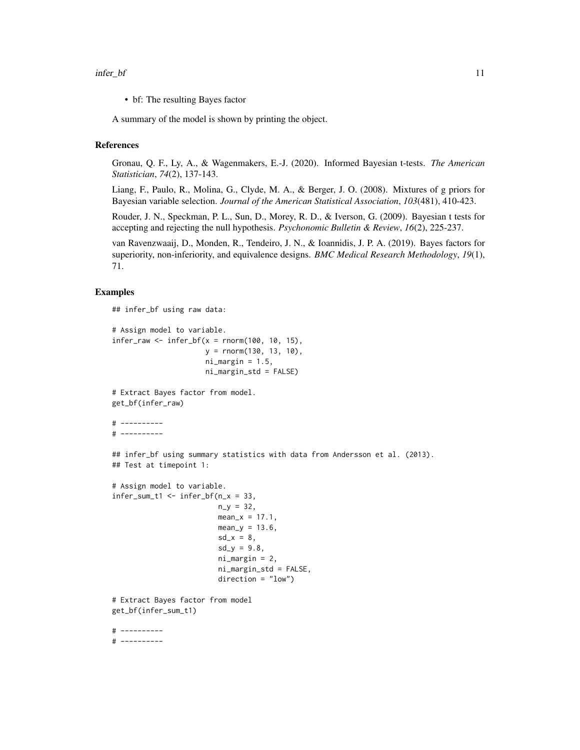- bf: The resulting Bayes factor

A summary of the model is shown by printing the object.

### References

Gronau, Q. F., Ly, A., & Wagenmakers, E.-J. (2020). Informed Bayesian t-tests. *The American Statistician*, *74*(2), 137-143.

Liang, F., Paulo, R., Molina, G., Clyde, M. A., & Berger, J. O. (2008). Mixtures of g priors for Bayesian variable selection. *Journal of the American Statistical Association*, *103*(481), 410-423.

Rouder, J. N., Speckman, P. L., Sun, D., Morey, R. D., & Iverson, G. (2009). Bayesian t tests for accepting and rejecting the null hypothesis. *Psychonomic Bulletin & Review*, *16*(2), 225-237.

van Ravenzwaaij, D., Monden, R., Tendeiro, J. N., & Ioannidis, J. P. A. (2019). Bayes factors for superiority, non-inferiority, and equivalence designs. *BMC Medical Research Methodology*, *19*(1), 71.

### Examples

```
## infer_bf using raw data:

# Assign model to variable.
infer_raw <- infer_bf(x = rnorm(100, 10, 15),
                      y = rnorm(130, 13, 10),
                      ni_margin = 1.5,
                      ni_margin_std = FALSE)

# Extract Bayes factor from model.
get_bf(infer_raw)

# ----------
# ----------

## infer_bf using summary statistics with data from Andersson et al. (2013).
## Test at timepoint 1:

# Assign model to variable.
infer_sum_t1 <- infer_bf(n_x = 33,
                         n_y = 32,
                         mean_x = 17.1,
                         mean_y = 13.6,
                         sd_x = 8,
                         sd_y = 9.8,
                         ni_margin = 2,
                         ni_margin_std = FALSE,
                         direction = "low")

# Extract Bayes factor from model
get_bf(infer_sum_t1)

# ----------
# ----------
```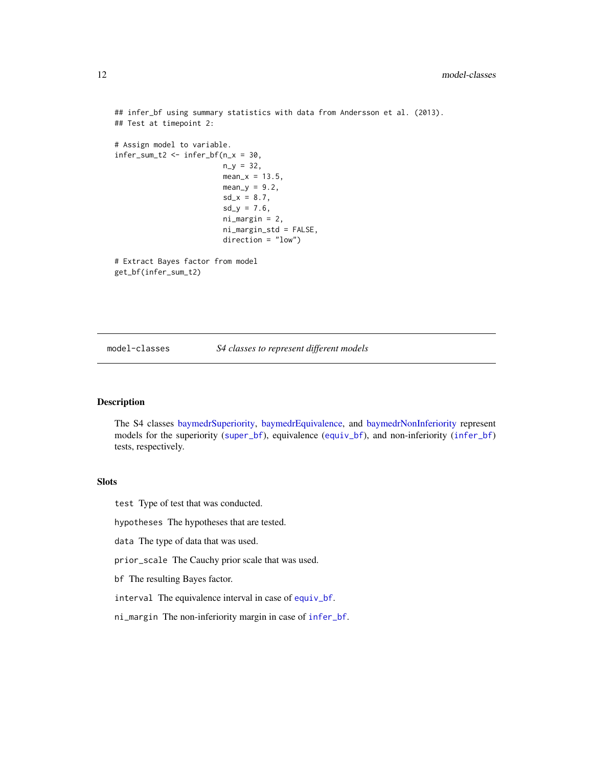```
## infer_bf using summary statistics with data from Andersson et al. (2013).
## Test at timepoint 2:

# Assign model to variable.
infer_sum_t2 <- infer_bf(n_x = 30,
                         n_y = 32,
                         mean_x = 13.5,
                         mean_y = 9.2,
                         sd_x = 8.7,
                         sd_y = 7.6,
                         ni_margin = 2,
                         ni_margin_std = FALSE,
                         direction = "low")

# Extract Bayes factor from model
get_bf(infer_sum_t2)
```

---

## model-classes    *S4 classes to represent different models*

---

### Description

The S4 classes baymedrSuperiority, baymedrEquivalence, and baymedrNonInferiority represent models for the superiority (`super_bf`), equivalence (`equiv_bf`), and non-inferiority (`infer_bf`) tests, respectively.

### Slots

`test` Type of test that was conducted.

`hypotheses` The hypotheses that are tested.

`data` The type of data that was used.

`prior_scale` The Cauchy prior scale that was used.

`bf` The resulting Bayes factor.

`interval` The equivalence interval in case of `equiv_bf`.

`ni_margin` The non-inferiority margin in case of `infer_bf`.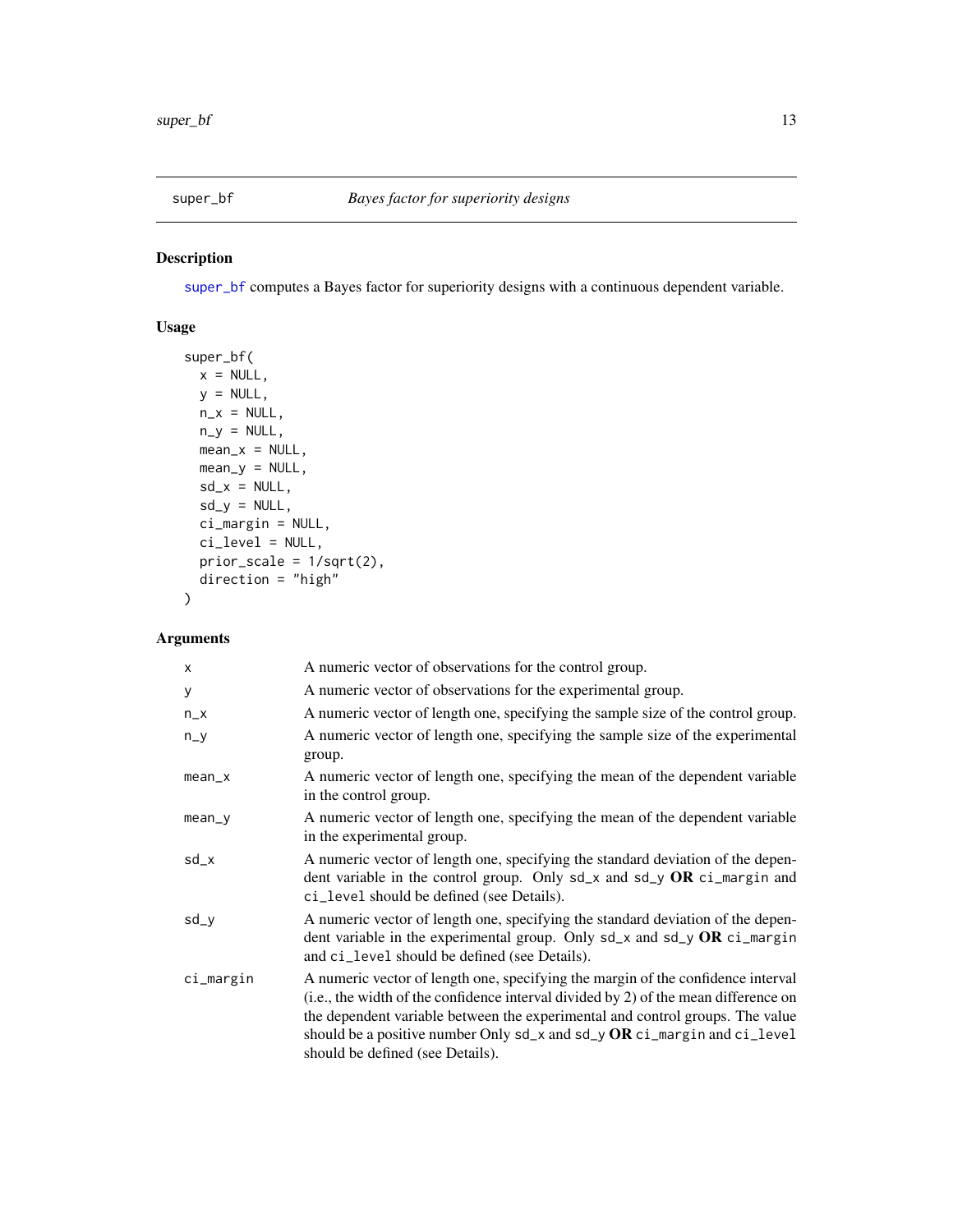## super_bf — *Bayes factor for superiority designs*

### Description

super_bf computes a Bayes factor for superiority designs with a continuous dependent variable.

### Usage

```
super_bf(
  x = NULL,
  y = NULL,
  n_x = NULL,
  n_y = NULL,
  mean_x = NULL,
  mean_y = NULL,
  sd_x = NULL,
  sd_y = NULL,
  ci_margin = NULL,
  ci_level = NULL,
  prior_scale = 1/sqrt(2),
  direction = "high"
)
```

### Arguments

| Argument | Description |
|---|---|
| `x` | A numeric vector of observations for the control group. |
| `y` | A numeric vector of observations for the experimental group. |
| `n_x` | A numeric vector of length one, specifying the sample size of the control group. |
| `n_y` | A numeric vector of length one, specifying the sample size of the experimental group. |
| `mean_x` | A numeric vector of length one, specifying the mean of the dependent variable in the control group. |
| `mean_y` | A numeric vector of length one, specifying the mean of the dependent variable in the experimental group. |
| `sd_x` | A numeric vector of length one, specifying the standard deviation of the dependent variable in the control group. Only `sd_x` and `sd_y` **OR** `ci_margin` and `ci_level` should be defined (see Details). |
| `sd_y` | A numeric vector of length one, specifying the standard deviation of the dependent variable in the experimental group. Only `sd_x` and `sd_y` **OR** `ci_margin` and `ci_level` should be defined (see Details). |
| `ci_margin` | A numeric vector of length one, specifying the margin of the confidence interval (i.e., the width of the confidence interval divided by 2) of the mean difference on the dependent variable between the experimental and control groups. The value should be a positive number Only `sd_x` and `sd_y` **OR** `ci_margin` and `ci_level` should be defined (see Details). |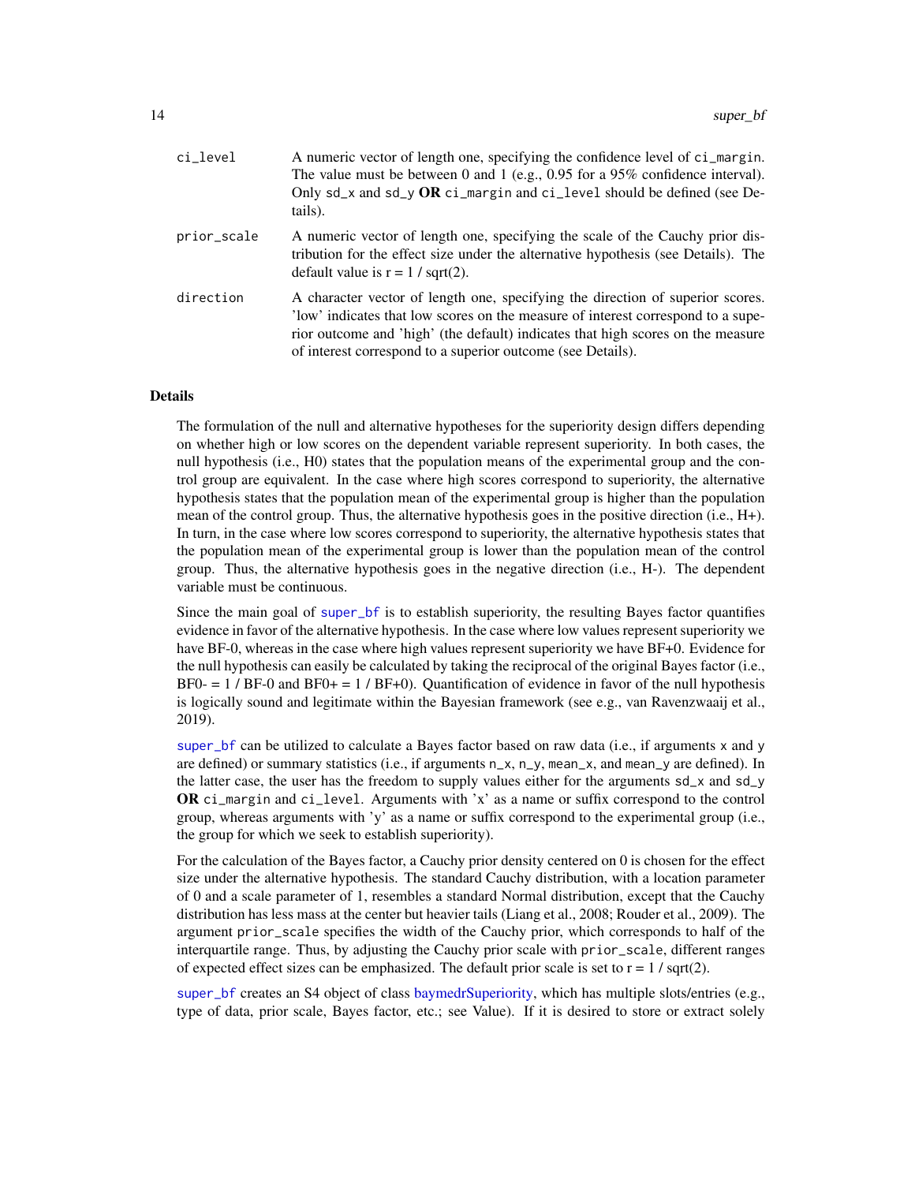ci_level
: A numeric vector of length one, specifying the confidence level of `ci_margin`. The value must be between 0 and 1 (e.g., 0.95 for a 95% confidence interval). Only `sd_x` and `sd_y` **OR** `ci_margin` and `ci_level` should be defined (see Details).

prior_scale
: A numeric vector of length one, specifying the scale of the Cauchy prior distribution for the effect size under the alternative hypothesis (see Details). The default value is r = 1 / sqrt(2).

direction
: A character vector of length one, specifying the direction of superior scores. 'low' indicates that low scores on the measure of interest correspond to a superior outcome and 'high' (the default) indicates that high scores on the measure of interest correspond to a superior outcome (see Details).

## Details

The formulation of the null and alternative hypotheses for the superiority design differs depending on whether high or low scores on the dependent variable represent superiority. In both cases, the null hypothesis (i.e., H0) states that the population means of the experimental group and the control group are equivalent. In the case where high scores correspond to superiority, the alternative hypothesis states that the population mean of the experimental group is higher than the population mean of the control group. Thus, the alternative hypothesis goes in the positive direction (i.e., H+). In turn, in the case where low scores correspond to superiority, the alternative hypothesis states that the population mean of the experimental group is lower than the population mean of the control group. Thus, the alternative hypothesis goes in the negative direction (i.e., H-). The dependent variable must be continuous.

Since the main goal of `super_bf` is to establish superiority, the resulting Bayes factor quantifies evidence in favor of the alternative hypothesis. In the case where low values represent superiority we have BF-0, whereas in the case where high values represent superiority we have BF+0. Evidence for the null hypothesis can easily be calculated by taking the reciprocal of the original Bayes factor (i.e., BF0- = 1 / BF-0 and BF0+ = 1 / BF+0). Quantification of evidence in favor of the null hypothesis is logically sound and legitimate within the Bayesian framework (see e.g., van Ravenzwaaij et al., 2019).

`super_bf` can be utilized to calculate a Bayes factor based on raw data (i.e., if arguments `x` and `y` are defined) or summary statistics (i.e., if arguments `n_x`, `n_y`, `mean_x`, and `mean_y` are defined). In the latter case, the user has the freedom to supply values either for the arguments `sd_x` and `sd_y` **OR** `ci_margin` and `ci_level`. Arguments with 'x' as a name or suffix correspond to the control group, whereas arguments with 'y' as a name or suffix correspond to the experimental group (i.e., the group for which we seek to establish superiority).

For the calculation of the Bayes factor, a Cauchy prior density centered on 0 is chosen for the effect size under the alternative hypothesis. The standard Cauchy distribution, with a location parameter of 0 and a scale parameter of 1, resembles a standard Normal distribution, except that the Cauchy distribution has less mass at the center but heavier tails (Liang et al., 2008; Rouder et al., 2009). The argument `prior_scale` specifies the width of the Cauchy prior, which corresponds to half of the interquartile range. Thus, by adjusting the Cauchy prior scale with `prior_scale`, different ranges of expected effect sizes can be emphasized. The default prior scale is set to r = 1 / sqrt(2).

`super_bf` creates an S4 object of class baymedrSuperiority, which has multiple slots/entries (e.g., type of data, prior scale, Bayes factor, etc.; see Value). If it is desired to store or extract solely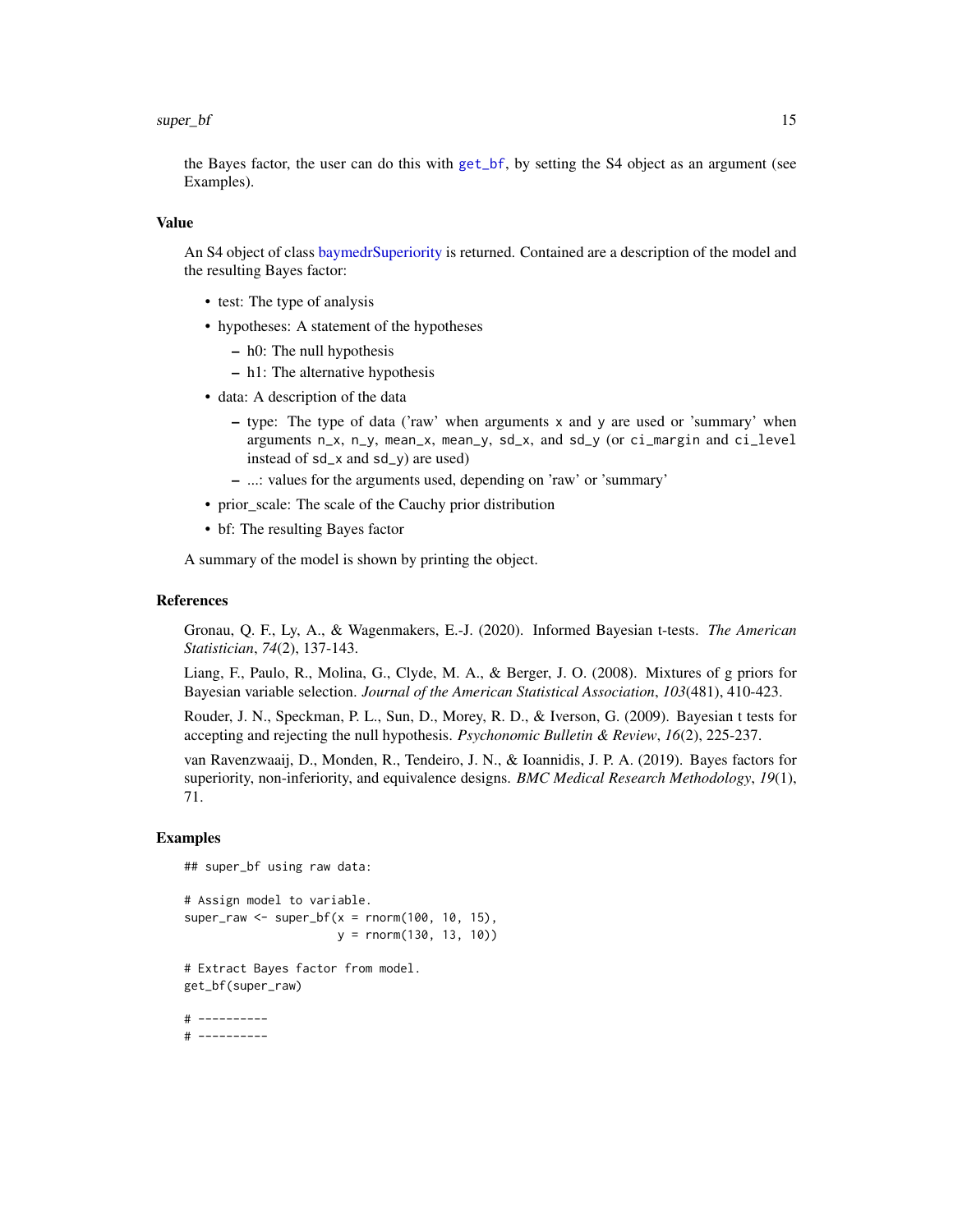the Bayes factor, the user can do this with `get_bf`, by setting the S4 object as an argument (see Examples).

### Value

An S4 object of class baymedrSuperiority is returned. Contained are a description of the model and the resulting Bayes factor:

- test: The type of analysis
- hypotheses: A statement of the hypotheses
  - h0: The null hypothesis
  - h1: The alternative hypothesis
- data: A description of the data
  - type: The type of data ('raw' when arguments `x` and `y` are used or 'summary' when arguments `n_x`, `n_y`, `mean_x`, `mean_y`, `sd_x`, and `sd_y` (or `ci_margin` and `ci_level` instead of `sd_x` and `sd_y`) are used)
  - ...: values for the arguments used, depending on 'raw' or 'summary'
- prior_scale: The scale of the Cauchy prior distribution
- bf: The resulting Bayes factor

A summary of the model is shown by printing the object.

### References

Gronau, Q. F., Ly, A., & Wagenmakers, E.-J. (2020). Informed Bayesian t-tests. *The American Statistician*, *74*(2), 137-143.

Liang, F., Paulo, R., Molina, G., Clyde, M. A., & Berger, J. O. (2008). Mixtures of g priors for Bayesian variable selection. *Journal of the American Statistical Association*, *103*(481), 410-423.

Rouder, J. N., Speckman, P. L., Sun, D., Morey, R. D., & Iverson, G. (2009). Bayesian t tests for accepting and rejecting the null hypothesis. *Psychonomic Bulletin & Review*, *16*(2), 225-237.

van Ravenzwaaij, D., Monden, R., Tendeiro, J. N., & Ioannidis, J. P. A. (2019). Bayes factors for superiority, non-inferiority, and equivalence designs. *BMC Medical Research Methodology*, *19*(1), 71.

### Examples

```
## super_bf using raw data:

# Assign model to variable.
super_raw <- super_bf(x = rnorm(100, 10, 15),
                      y = rnorm(130, 13, 10))

# Extract Bayes factor from model.
get_bf(super_raw)

# ----------
# ----------
```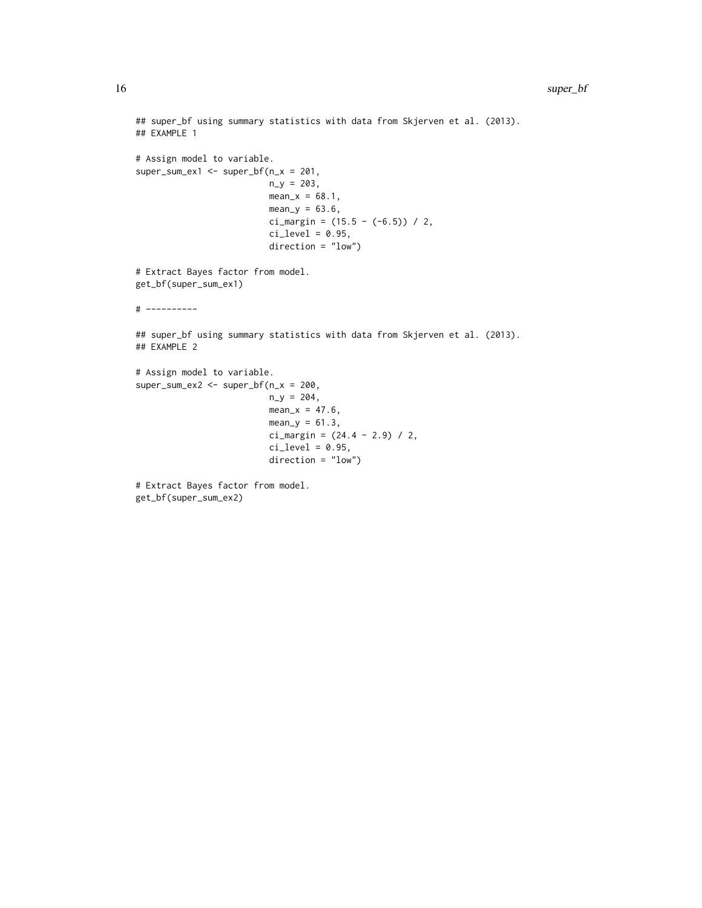```
## super_bf using summary statistics with data from Skjerven et al. (2013).
## EXAMPLE 1

# Assign model to variable.
super_sum_ex1 <- super_bf(n_x = 201,
                          n_y = 203,
                          mean_x = 68.1,
                          mean_y = 63.6,
                          ci_margin = (15.5 - (-6.5)) / 2,
                          ci_level = 0.95,
                          direction = "low")

# Extract Bayes factor from model.
get_bf(super_sum_ex1)

# ----------

## super_bf using summary statistics with data from Skjerven et al. (2013).
## EXAMPLE 2

# Assign model to variable.
super_sum_ex2 <- super_bf(n_x = 200,
                          n_y = 204,
                          mean_x = 47.6,
                          mean_y = 61.3,
                          ci_margin = (24.4 - 2.9) / 2,
                          ci_level = 0.95,
                          direction = "low")

# Extract Bayes factor from model.
get_bf(super_sum_ex2)
```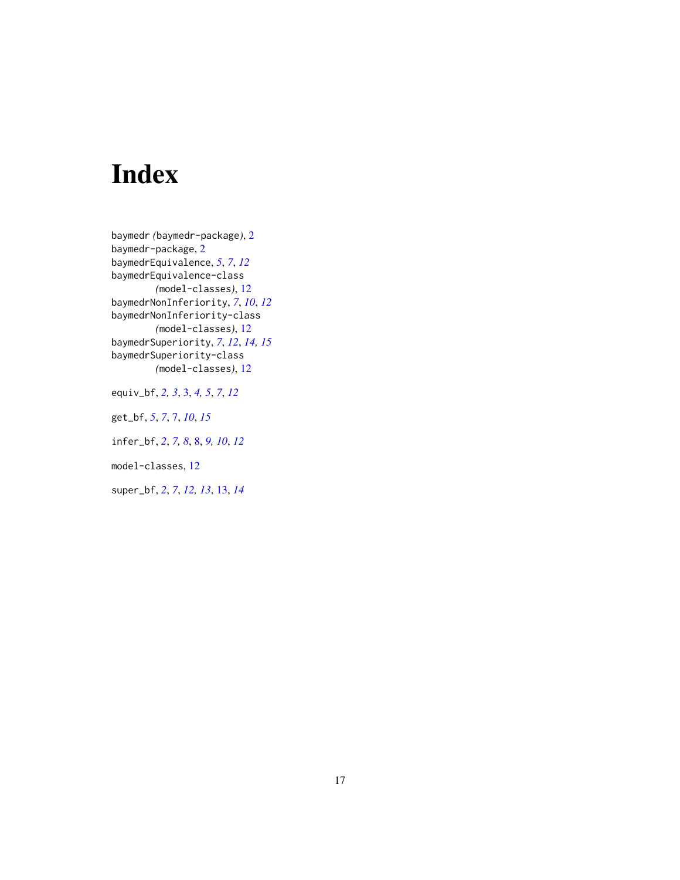# Index

baymedr (baymedr-package), 2
baymedr-package, 2
baymedrEquivalence, *5*, *7*, *12*
baymedrEquivalence-class (model-classes), 12
baymedrNonInferiority, *7*, *10*, *12*
baymedrNonInferiority-class (model-classes), 12
baymedrSuperiority, *7*, *12*, *14, 15*
baymedrSuperiority-class (model-classes), 12

equiv_bf, *2, 3*, 3, *4, 5*, *7*, *12*

get_bf, *5*, *7*, 7, *10*, *15*

infer_bf, *2*, *7, 8*, 8, *9, 10*, *12*

model-classes, 12

super_bf, *2*, *7*, *12, 13*, 13, *14*